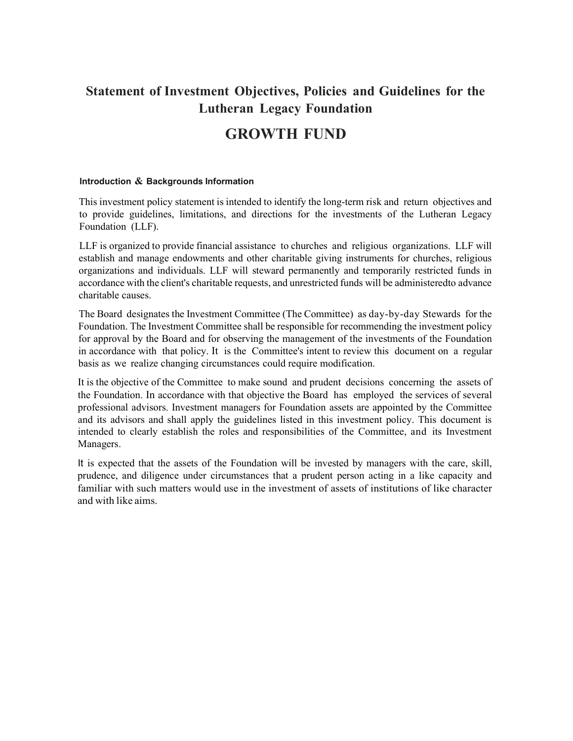# Statement of Investment Objectives, Policies and Guidelines for the Lutheran Legacy Foundation

# GROWTH FUND

#### Introduction & Backgrounds Information

This investment policy statement is intended to identify the long-term risk and return objectives and to provide guidelines, limitations, and directions for the investments of the Lutheran Legacy Foundation (LLF).

LLF is organized to provide financial assistance to churches and religious organizations. LLF will establish and manage endowments and other charitable giving instruments for churches, religious organizations and individuals. LLF will steward permanently and temporarily restricted funds in accordance with the client's charitable requests, and unrestricted funds will be administeredto advance charitable causes.

The Board designates the Investment Committee (The Committee) as day-by-day Stewards for the Foundation. The Investment Committee shall be responsible for recommending the investment policy for approval by the Board and for observing the management of the investments of the Foundation in accordance with that policy. It is the Committee's intent to review this document on a regular basis as we realize changing circumstances could require modification.

It is the objective of the Committee to make sound and prudent decisions concerning the assets of the Foundation. In accordance with that objective the Board has employed the services of several professional advisors. Investment managers for Foundation assets are appointed by the Committee and its advisors and shall apply the guidelines listed in this investment policy. This document is intended to clearly establish the roles and responsibilities of the Committee, and its Investment Managers.

It is expected that the assets of the Foundation will be invested by managers with the care, skill, prudence, and diligence under circumstances that a prudent person acting in a like capacity and familiar with such matters would use in the investment of assets of institutions of like character and with like aims.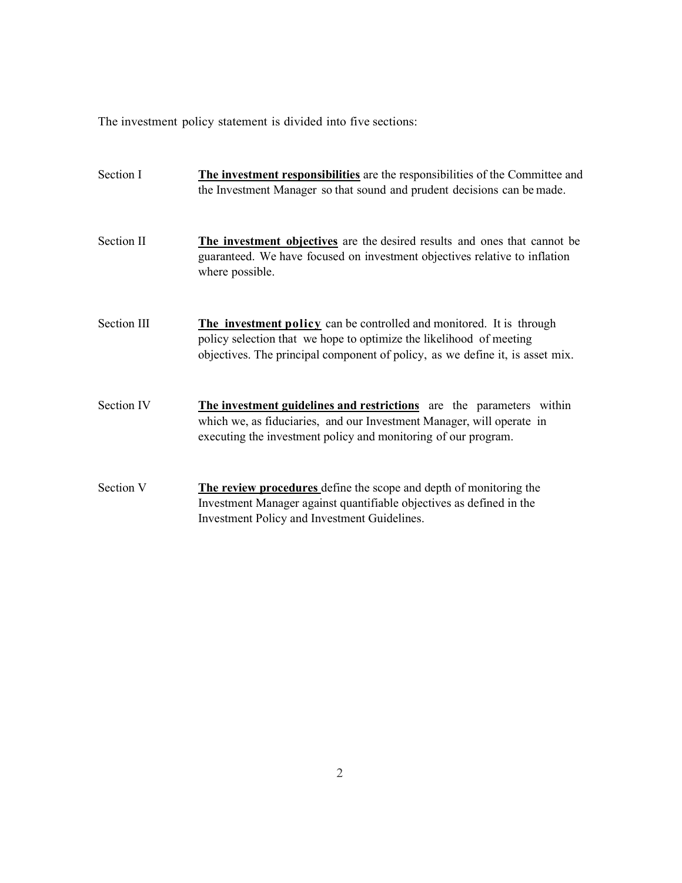The investment policy statement is divided into five sections:

Section I — **The investment responsibilities** are the responsibilities of the Committee and the Investment Manager so that sound and prudent decisions can be made.

Section II — **The investment objectives** are the desired results and ones that cannot be guaranteed. We have focused on investment objectives relative to inflation where possible.

Section III — **The investment policy** can be controlled and monitored. It is through policy selection that we hope to optimize the likelihood of meeting objectives. The principal component of policy, as we define it, is asset mix.

Section IV — **The investment guidelines and restrictions** are the parameters within which we, as fiduciaries, and our Investment Manager, will operate in executing the investment policy and monitoring of our program.

Section V — **The review procedures** define the scope and depth of monitoring the Investment Manager against quantifiable objectives as defined in the Investment Policy and Investment Guidelines.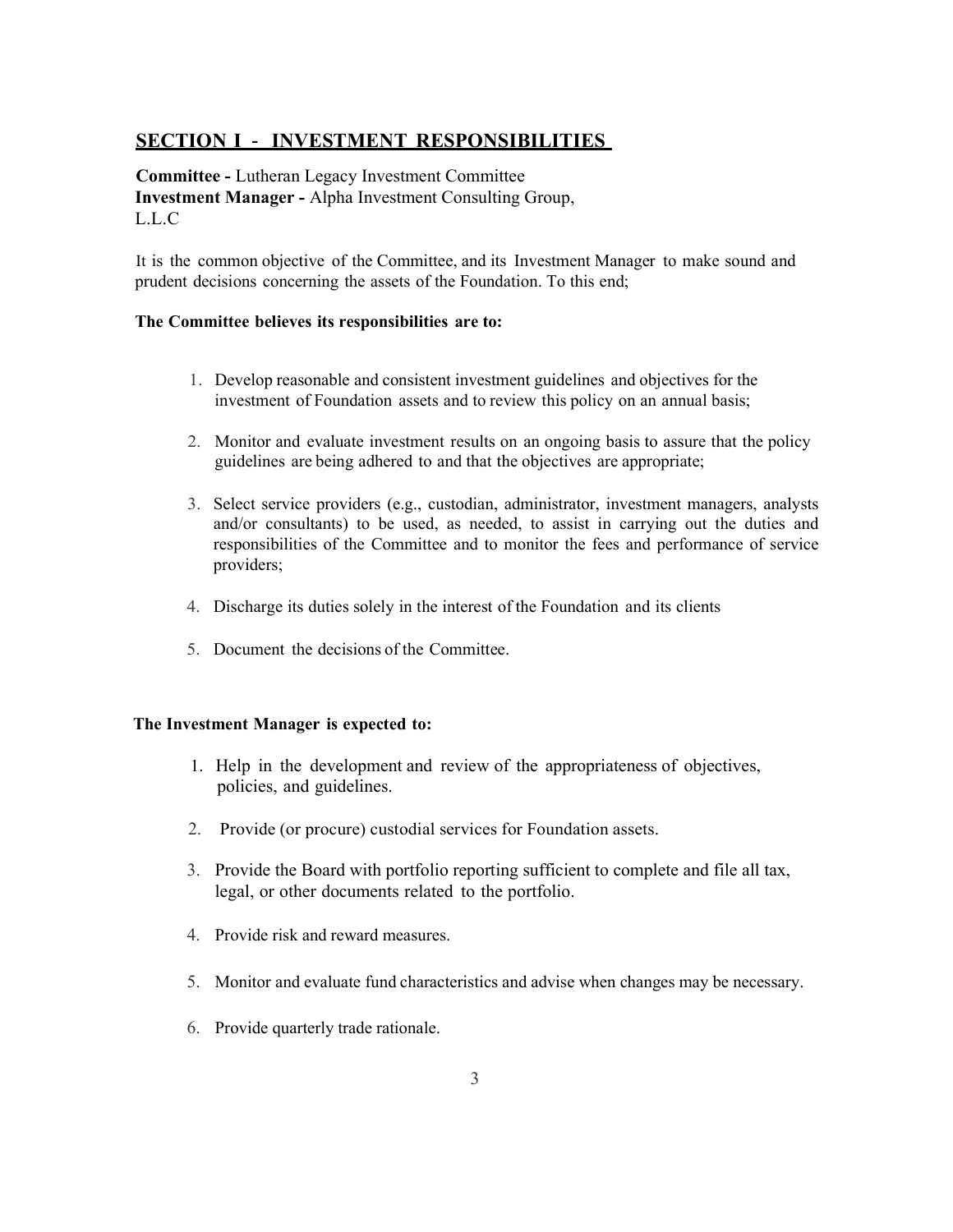## SECTION I - INVESTMENT RESPONSIBILITIES

**Committee -** Lutheran Legacy Investment Committee
**Investment Manager -** Alpha Investment Consulting Group, L.L.C

It is the common objective of the Committee, and its Investment Manager to make sound and prudent decisions concerning the assets of the Foundation. To this end;

**The Committee believes its responsibilities are to:**

1. Develop reasonable and consistent investment guidelines and objectives for the investment of Foundation assets and to review this policy on an annual basis;
2. Monitor and evaluate investment results on an ongoing basis to assure that the policy guidelines are being adhered to and that the objectives are appropriate;
3. Select service providers (e.g., custodian, administrator, investment managers, analysts and/or consultants) to be used, as needed, to assist in carrying out the duties and responsibilities of the Committee and to monitor the fees and performance of service providers;
4. Discharge its duties solely in the interest of the Foundation and its clients
5. Document the decisions of the Committee.

**The Investment Manager is expected to:**

1. Help in the development and review of the appropriateness of objectives, policies, and guidelines.
2. Provide (or procure) custodial services for Foundation assets.
3. Provide the Board with portfolio reporting sufficient to complete and file all tax, legal, or other documents related to the portfolio.
4. Provide risk and reward measures.
5. Monitor and evaluate fund characteristics and advise when changes may be necessary.
6. Provide quarterly trade rationale.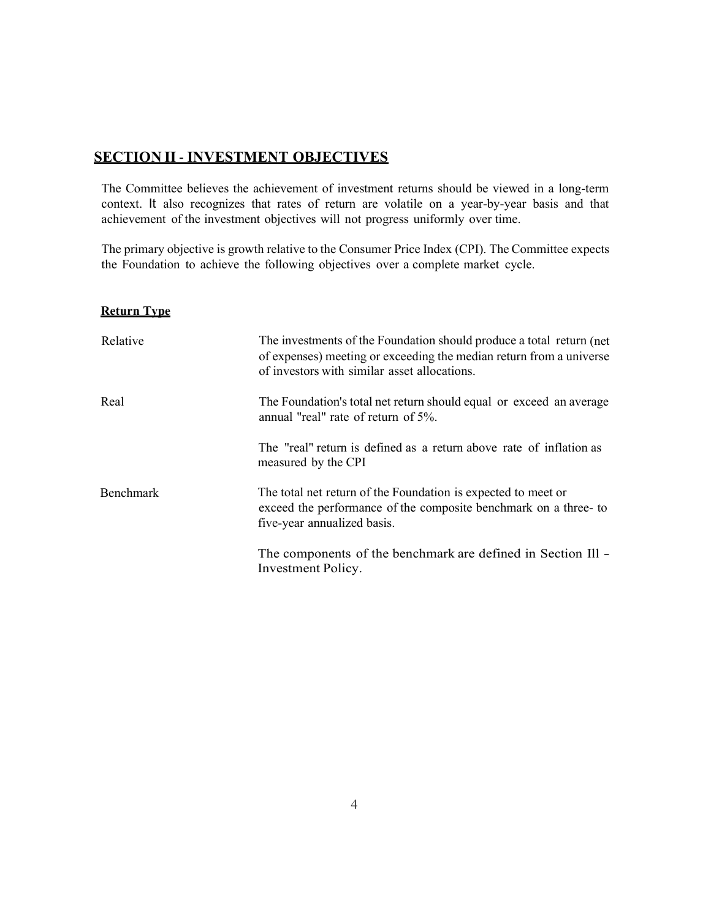## SECTION II - INVESTMENT OBJECTIVES

The Committee believes the achievement of investment returns should be viewed in a long-term context. It also recognizes that rates of return are volatile on a year-by-year basis and that achievement of the investment objectives will not progress uniformly over time.

The primary objective is growth relative to the Consumer Price Index (CPI). The Committee expects the Foundation to achieve the following objectives over a complete market cycle.

| **Return Type** | |
|---|---|
| Relative | The investments of the Foundation should produce a total return (net of expenses) meeting or exceeding the median return from a universe of investors with similar asset allocations. |
| Real | The Foundation's total net return should equal or exceed an average annual "real" rate of return of 5%.<br><br>The "real" return is defined as a return above rate of inflation as measured by the CPI |
| Benchmark | The total net return of the Foundation is expected to meet or exceed the performance of the composite benchmark on a three- to five-year annualized basis.<br><br>The components of the benchmark are defined in Section Ill - Investment Policy. |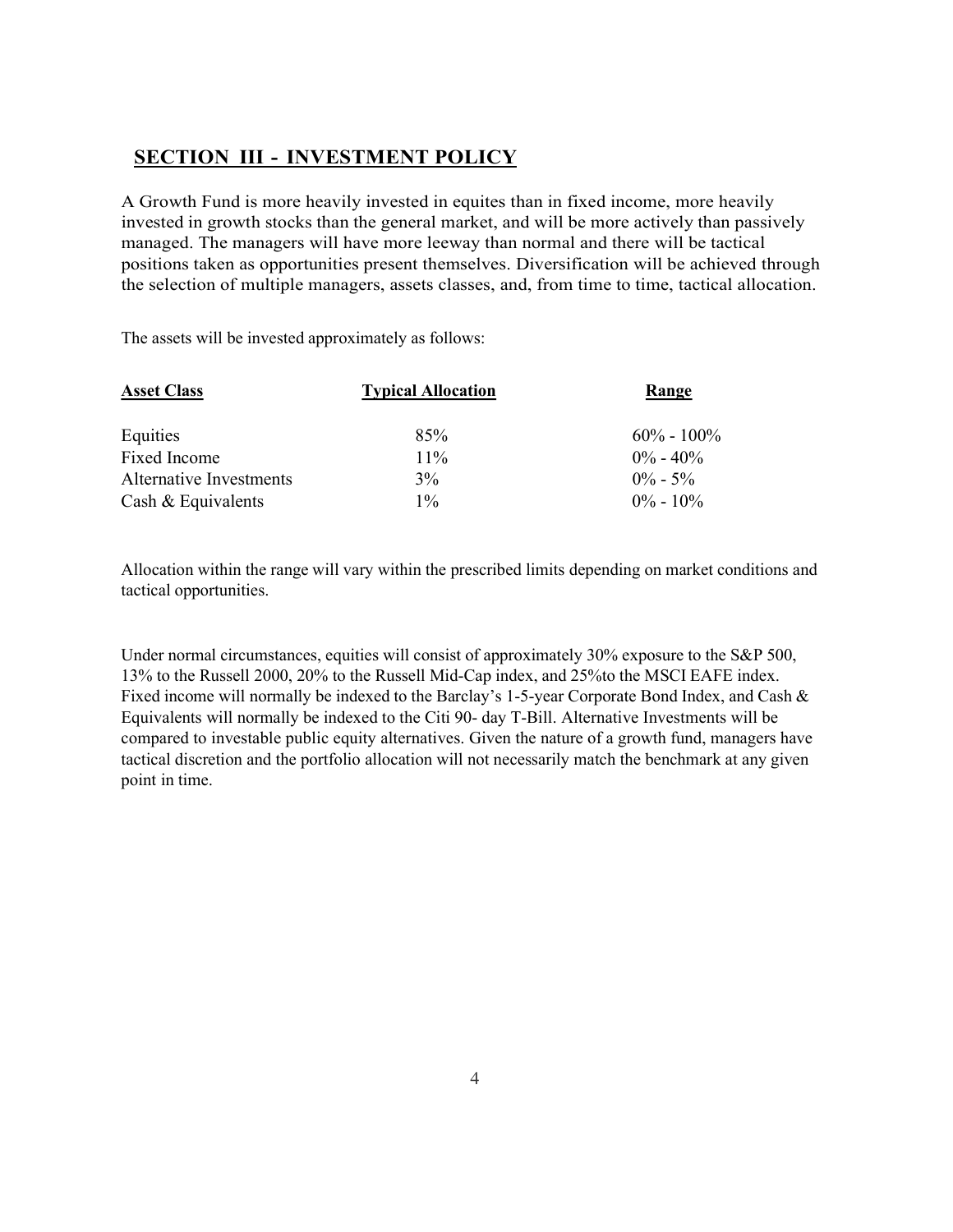## SECTION III - INVESTMENT POLICY

A Growth Fund is more heavily invested in equites than in fixed income, more heavily invested in growth stocks than the general market, and will be more actively than passively managed. The managers will have more leeway than normal and there will be tactical positions taken as opportunities present themselves. Diversification will be achieved through the selection of multiple managers, assets classes, and, from time to time, tactical allocation.

The assets will be invested approximately as follows:

| Asset Class | Typical Allocation | Range |
|---|---|---|
| Equities | 85% | 60% - 100% |
| Fixed Income | 11% | 0% - 40% |
| Alternative Investments | 3% | 0% - 5% |
| Cash & Equivalents | 1% | 0% - 10% |

Allocation within the range will vary within the prescribed limits depending on market conditions and tactical opportunities.

Under normal circumstances, equities will consist of approximately 30% exposure to the S&P 500, 13% to the Russell 2000, 20% to the Russell Mid-Cap index, and 25%to the MSCI EAFE index. Fixed income will normally be indexed to the Barclay's 1-5-year Corporate Bond Index, and Cash & Equivalents will normally be indexed to the Citi 90- day T-Bill. Alternative Investments will be compared to investable public equity alternatives. Given the nature of a growth fund, managers have tactical discretion and the portfolio allocation will not necessarily match the benchmark at any given point in time.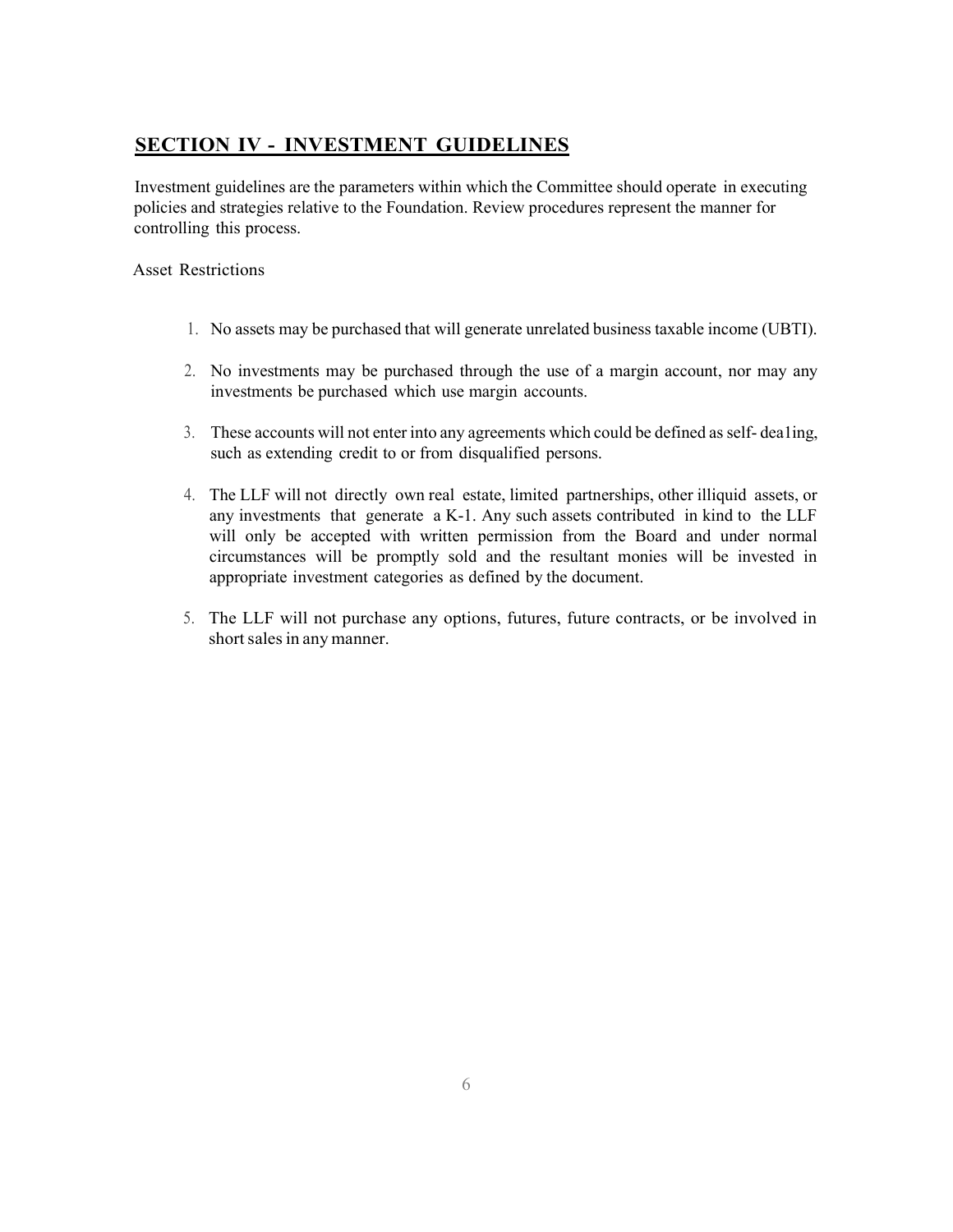## SECTION IV - INVESTMENT GUIDELINES

Investment guidelines are the parameters within which the Committee should operate in executing policies and strategies relative to the Foundation. Review procedures represent the manner for controlling this process.

Asset Restrictions

1. No assets may be purchased that will generate unrelated business taxable income (UBTI).
2. No investments may be purchased through the use of a margin account, nor may any investments be purchased which use margin accounts.
3. These accounts will not enter into any agreements which could be defined as self- dea1ing, such as extending credit to or from disqualified persons.
4. The LLF will not directly own real estate, limited partnerships, other illiquid assets, or any investments that generate a K-1. Any such assets contributed in kind to the LLF will only be accepted with written permission from the Board and under normal circumstances will be promptly sold and the resultant monies will be invested in appropriate investment categories as defined by the document.
5. The LLF will not purchase any options, futures, future contracts, or be involved in short sales in any manner.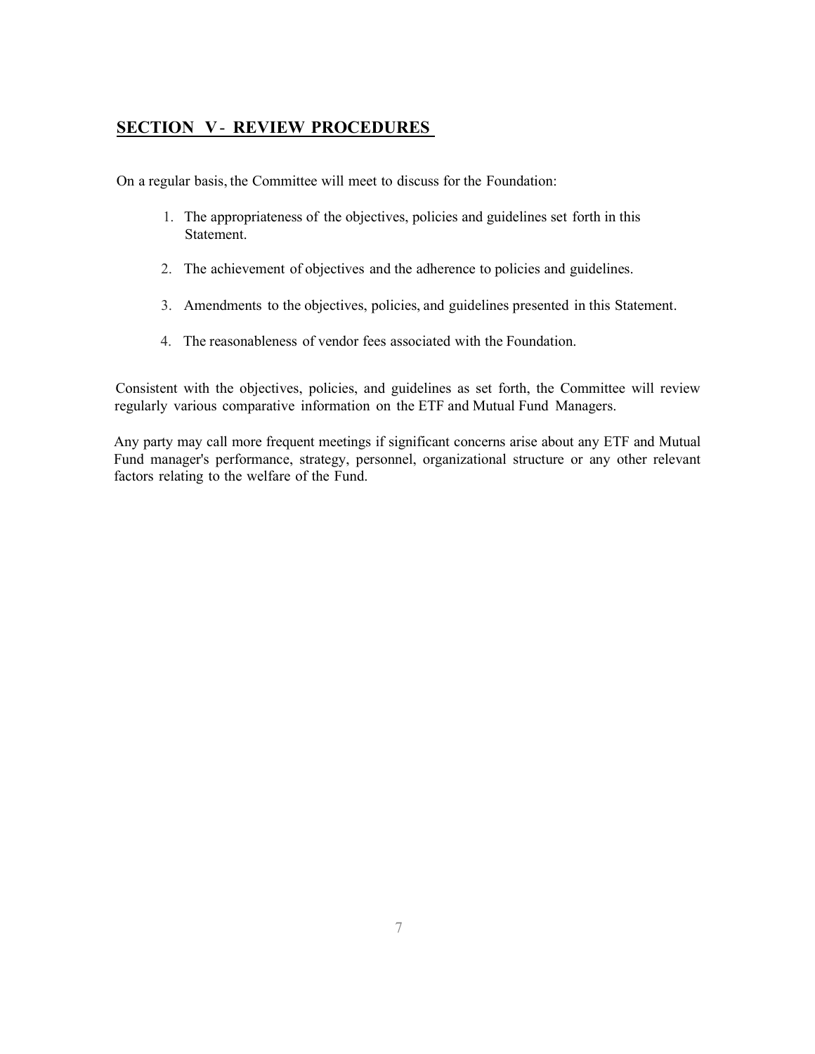## SECTION V - REVIEW PROCEDURES

On a regular basis, the Committee will meet to discuss for the Foundation:

1. The appropriateness of the objectives, policies and guidelines set forth in this Statement.
2. The achievement of objectives and the adherence to policies and guidelines.
3. Amendments to the objectives, policies, and guidelines presented in this Statement.
4. The reasonableness of vendor fees associated with the Foundation.

Consistent with the objectives, policies, and guidelines as set forth, the Committee will review regularly various comparative information on the ETF and Mutual Fund Managers.

Any party may call more frequent meetings if significant concerns arise about any ETF and Mutual Fund manager's performance, strategy, personnel, organizational structure or any other relevant factors relating to the welfare of the Fund.